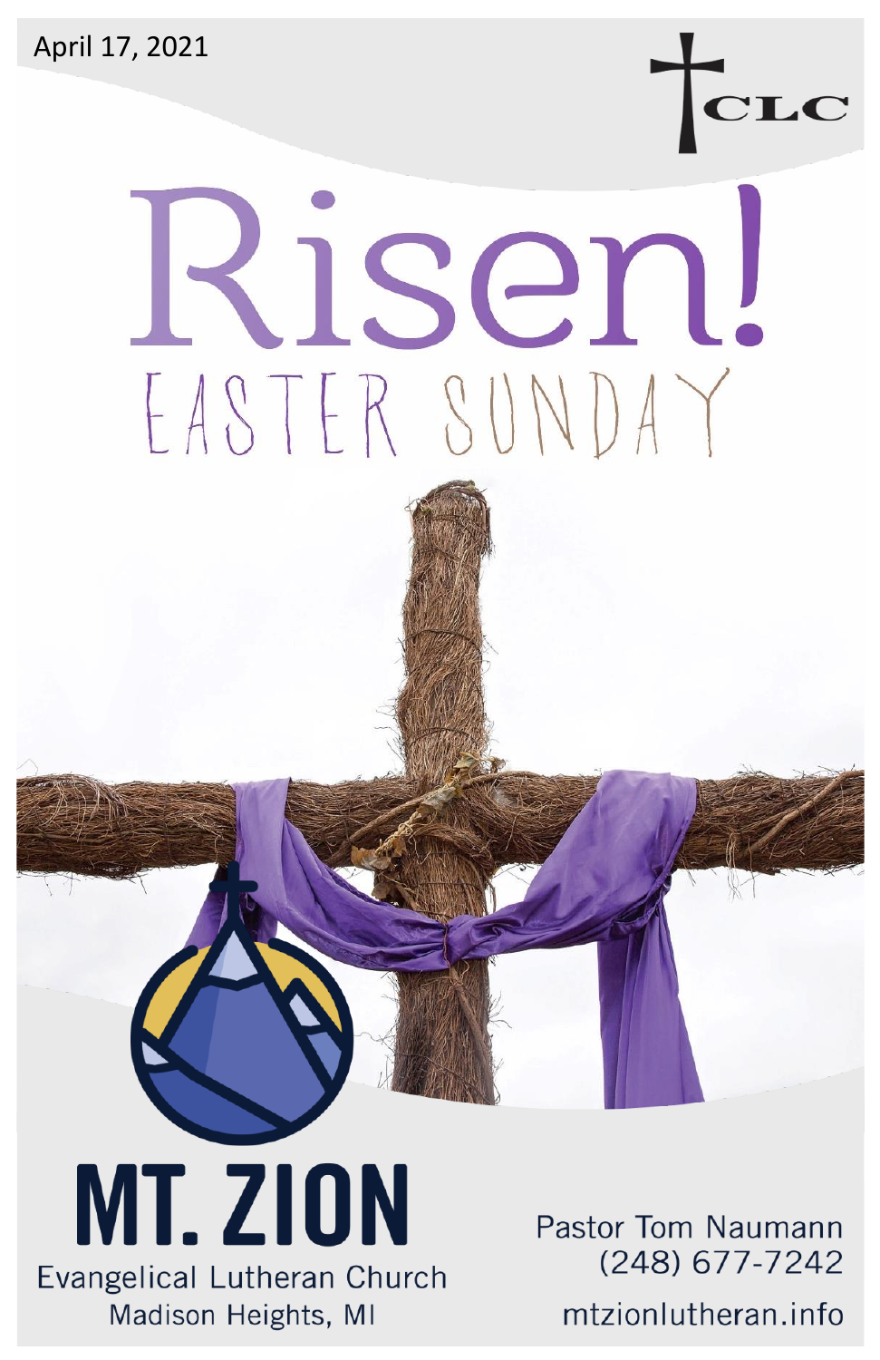April 17, 2021

CLC

# Risen!

## EASTER SUNDAY

# MT. ZION

Evangelical Lutheran Church

Madison Heights, MI

Pastor Tom Naumann

(248) 677-7242

mtzionlutheran.info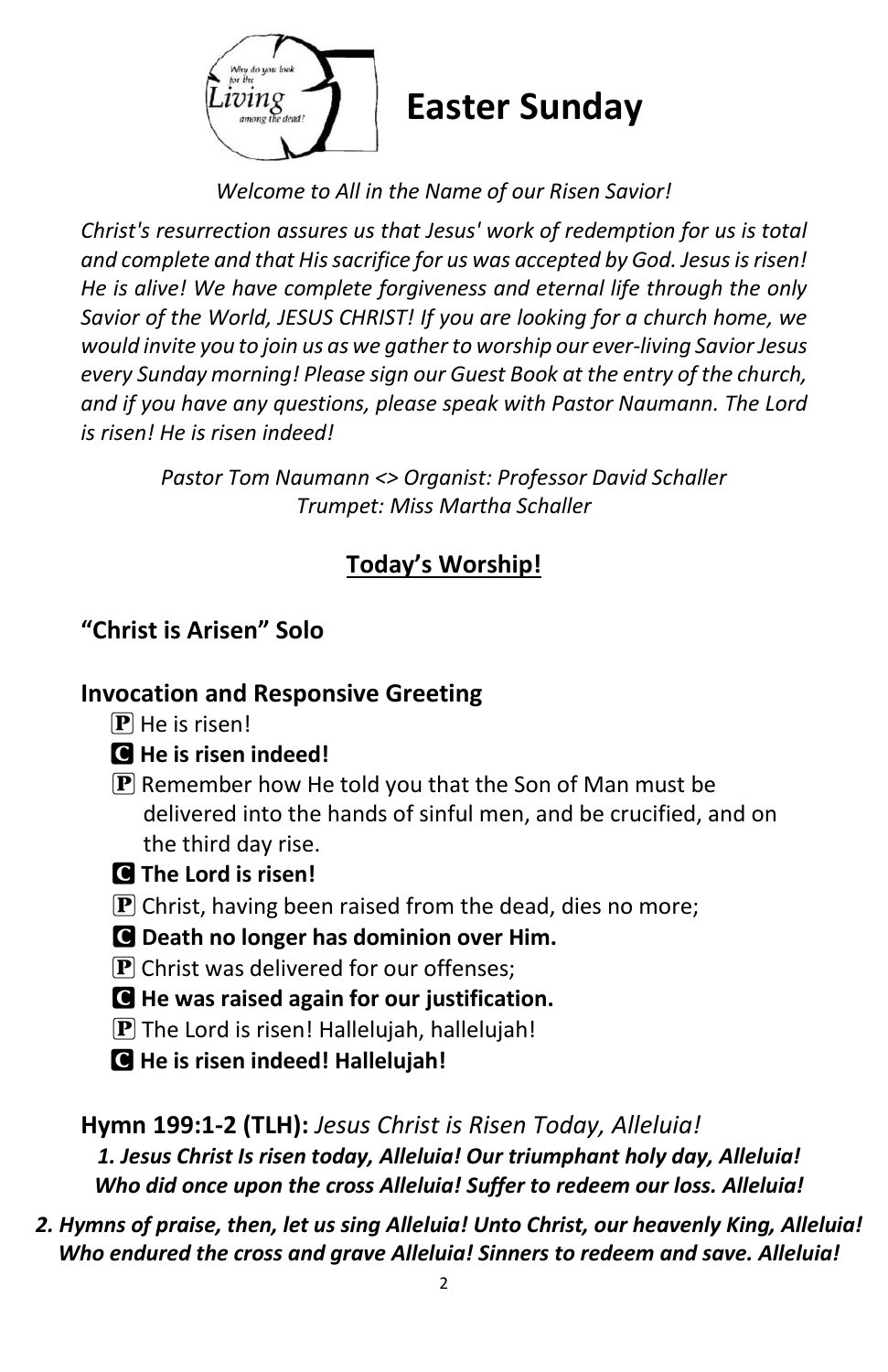# Easter Sunday

*Welcome to All in the Name of our Risen Savior!*

*Christ's resurrection assures us that Jesus' work of redemption for us is total and complete and that His sacrifice for us was accepted by God. Jesus is risen! He is alive! We have complete forgiveness and eternal life through the only Savior of the World, JESUS CHRIST! If you are looking for a church home, we would invite you to join us as we gather to worship our ever-living Savior Jesus every Sunday morning! Please sign our Guest Book at the entry of the church, and if you have any questions, please speak with Pastor Naumann. The Lord is risen! He is risen indeed!*

*Pastor Tom Naumann <> Organist: Professor David Schaller*
*Trumpet: Miss Martha Schaller*

## Today's Worship!

### "Christ is Arisen" Solo

### Invocation and Responsive Greeting

P He is risen!

**C He is risen indeed!**

P Remember how He told you that the Son of Man must be delivered into the hands of sinful men, and be crucified, and on the third day rise.

**C The Lord is risen!**

P Christ, having been raised from the dead, dies no more;

**C Death no longer has dominion over Him.**

P Christ was delivered for our offenses;

**C He was raised again for our justification.**

P The Lord is risen! Hallelujah, hallelujah!

**C He is risen indeed! Hallelujah!**

**Hymn 199:1-2 (TLH):** *Jesus Christ is Risen Today, Alleluia!*

***1. Jesus Christ Is risen today, Alleluia! Our triumphant holy day, Alleluia! Who did once upon the cross Alleluia! Suffer to redeem our loss. Alleluia!***

***2. Hymns of praise, then, let us sing Alleluia! Unto Christ, our heavenly King, Alleluia! Who endured the cross and grave Alleluia! Sinners to redeem and save. Alleluia!***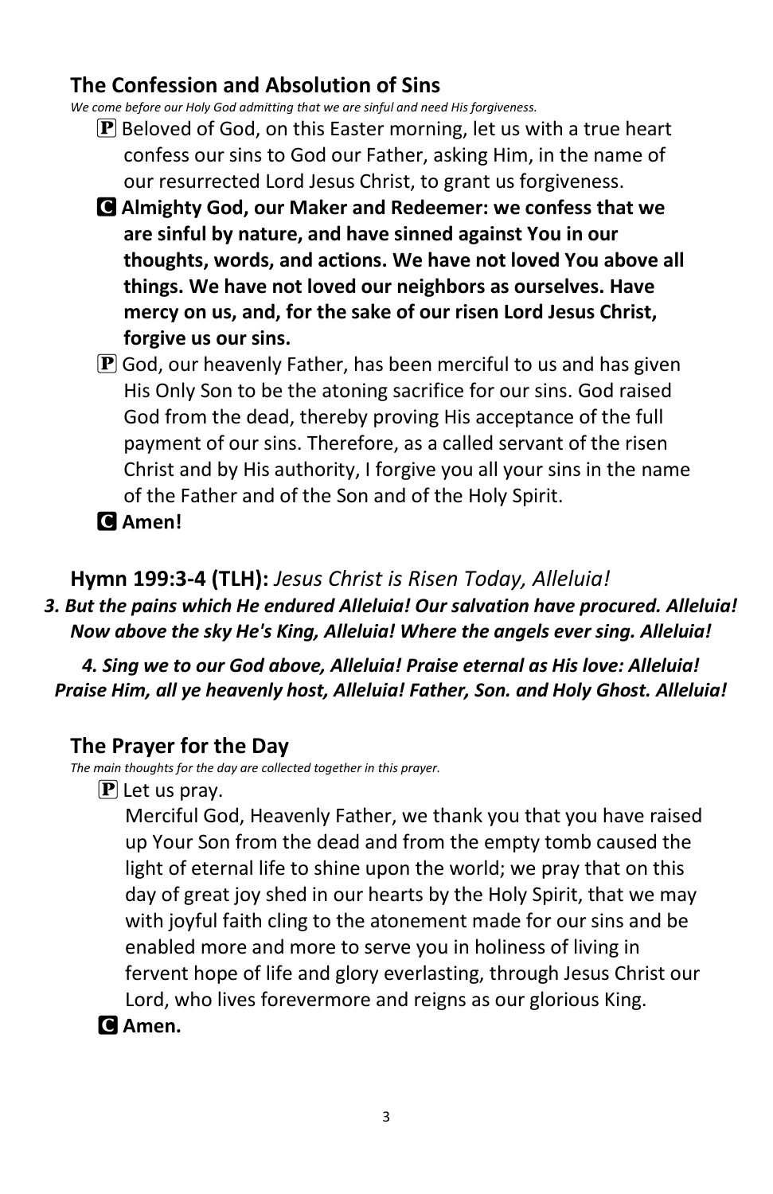## The Confession and Absolution of Sins

*We come before our Holy God admitting that we are sinful and need His forgiveness.*

P Beloved of God, on this Easter morning, let us with a true heart confess our sins to God our Father, asking Him, in the name of our resurrected Lord Jesus Christ, to grant us forgiveness.

**C Almighty God, our Maker and Redeemer: we confess that we are sinful by nature, and have sinned against You in our thoughts, words, and actions. We have not loved You above all things. We have not loved our neighbors as ourselves. Have mercy on us, and, for the sake of our risen Lord Jesus Christ, forgive us our sins.**

P God, our heavenly Father, has been merciful to us and has given His Only Son to be the atoning sacrifice for our sins. God raised God from the dead, thereby proving His acceptance of the full payment of our sins. Therefore, as a called servant of the risen Christ and by His authority, I forgive you all your sins in the name of the Father and of the Son and of the Holy Spirit.

**C Amen!**

## Hymn 199:3-4 (TLH): *Jesus Christ is Risen Today, Alleluia!*

***3. But the pains which He endured Alleluia! Our salvation have procured. Alleluia! Now above the sky He's King, Alleluia! Where the angels ever sing. Alleluia!***

***4. Sing we to our God above, Alleluia! Praise eternal as His love: Alleluia! Praise Him, all ye heavenly host, Alleluia! Father, Son. and Holy Ghost. Alleluia!***

## The Prayer for the Day

*The main thoughts for the day are collected together in this prayer.*

P Let us pray.

Merciful God, Heavenly Father, we thank you that you have raised up Your Son from the dead and from the empty tomb caused the light of eternal life to shine upon the world; we pray that on this day of great joy shed in our hearts by the Holy Spirit, that we may with joyful faith cling to the atonement made for our sins and be enabled more and more to serve you in holiness of living in fervent hope of life and glory everlasting, through Jesus Christ our Lord, who lives forevermore and reigns as our glorious King.

**C Amen.**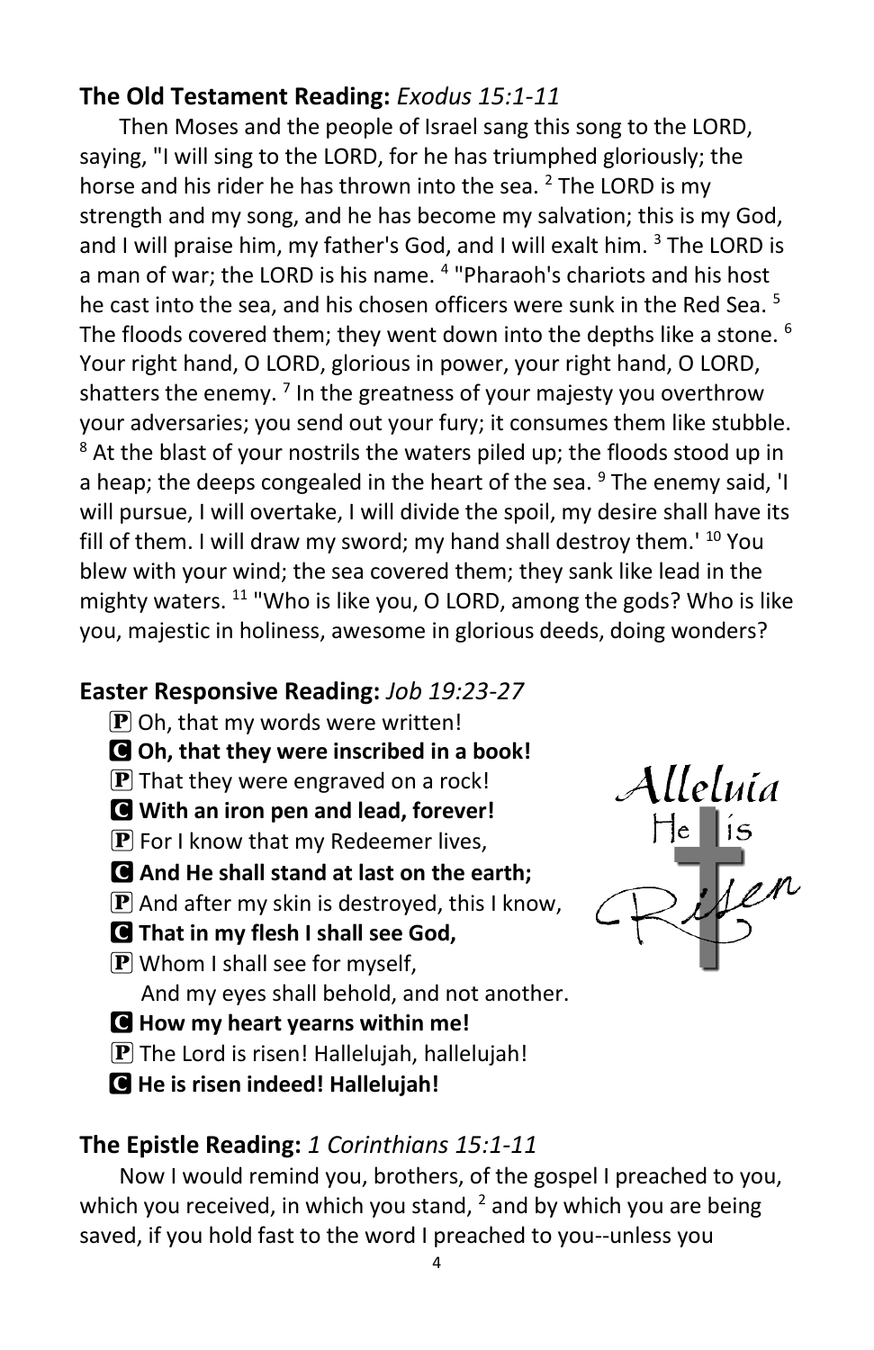**The Old Testament Reading:** *Exodus 15:1-11*

Then Moses and the people of Israel sang this song to the LORD, saying, "I will sing to the LORD, for he has triumphed gloriously; the horse and his rider he has thrown into the sea. [2] The LORD is my strength and my song, and he has become my salvation; this is my God, and I will praise him, my father's God, and I will exalt him. [3] The LORD is a man of war; the LORD is his name. [4] "Pharaoh's chariots and his host he cast into the sea, and his chosen officers were sunk in the Red Sea. [5] The floods covered them; they went down into the depths like a stone. [6] Your right hand, O LORD, glorious in power, your right hand, O LORD, shatters the enemy. [7] In the greatness of your majesty you overthrow your adversaries; you send out your fury; it consumes them like stubble. [8] At the blast of your nostrils the waters piled up; the floods stood up in a heap; the deeps congealed in the heart of the sea. [9] The enemy said, 'I will pursue, I will overtake, I will divide the spoil, my desire shall have its fill of them. I will draw my sword; my hand shall destroy them.' [10] You blew with your wind; the sea covered them; they sank like lead in the mighty waters. [11] "Who is like you, O LORD, among the gods? Who is like you, majestic in holiness, awesome in glorious deeds, doing wonders?

**Easter Responsive Reading:** *Job 19:23-27*

P Oh, that my words were written!
**C Oh, that they were inscribed in a book!**
P That they were engraved on a rock!
**C With an iron pen and lead, forever!**
P For I know that my Redeemer lives,
**C And He shall stand at last on the earth;**
P And after my skin is destroyed, this I know,
**C That in my flesh I shall see God,**
P Whom I shall see for myself,
And my eyes shall behold, and not another.
**C How my heart yearns within me!**
P The Lord is risen! Hallelujah, hallelujah!
**C He is risen indeed! Hallelujah!**

Alleluia He is Risen

**The Epistle Reading:** *1 Corinthians 15:1-11*

Now I would remind you, brothers, of the gospel I preached to you, which you received, in which you stand, [2] and by which you are being saved, if you hold fast to the word I preached to you--unless you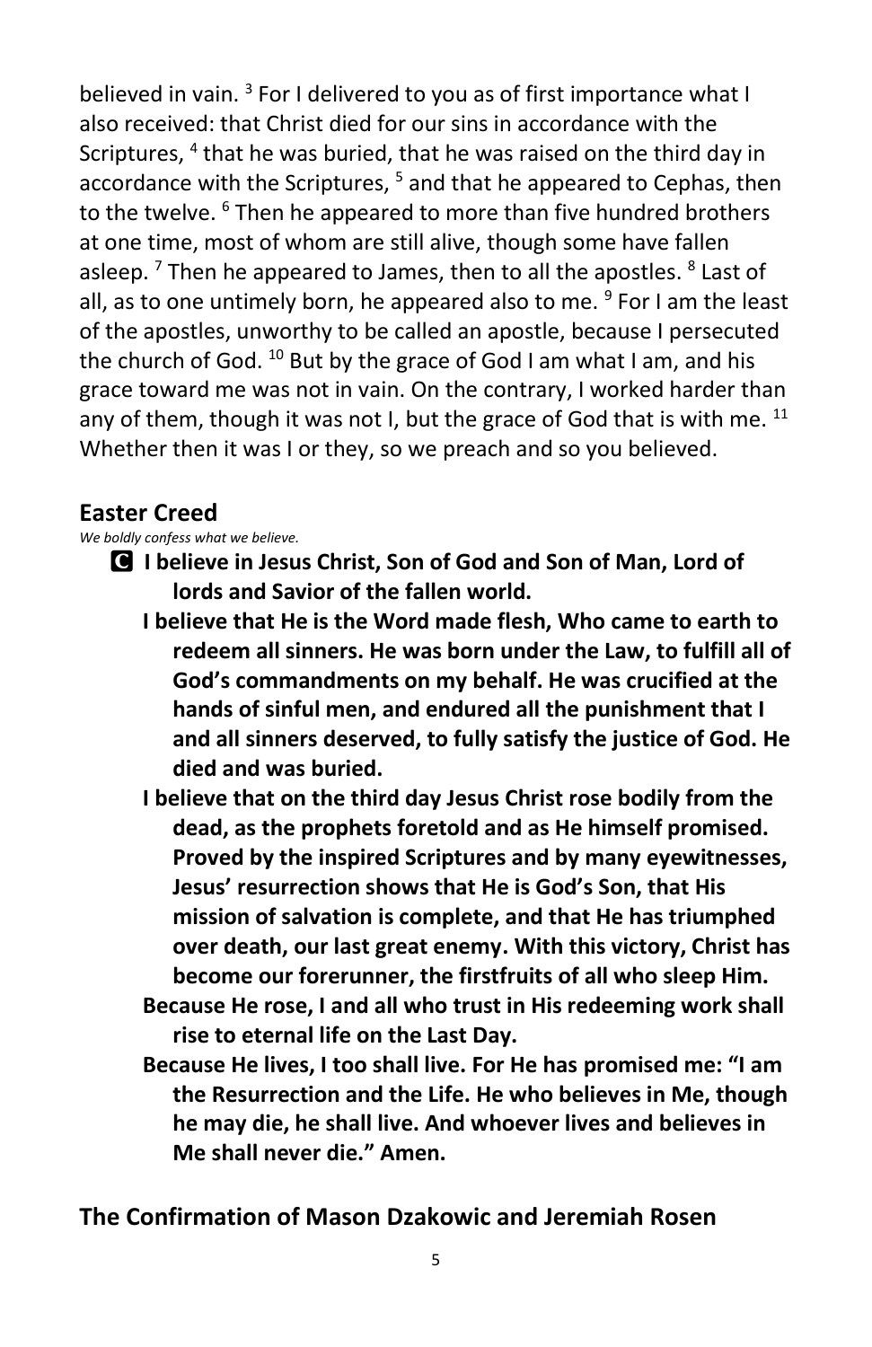believed in vain. [3] For I delivered to you as of first importance what I also received: that Christ died for our sins in accordance with the Scriptures, [4] that he was buried, that he was raised on the third day in accordance with the Scriptures, [5] and that he appeared to Cephas, then to the twelve. [6] Then he appeared to more than five hundred brothers at one time, most of whom are still alive, though some have fallen asleep. [7] Then he appeared to James, then to all the apostles. [8] Last of all, as to one untimely born, he appeared also to me. [9] For I am the least of the apostles, unworthy to be called an apostle, because I persecuted the church of God. [10] But by the grace of God I am what I am, and his grace toward me was not in vain. On the contrary, I worked harder than any of them, though it was not I, but the grace of God that is with me. [11] Whether then it was I or they, so we preach and so you believed.

## Easter Creed

*We boldly confess what we believe.*

**C I believe in Jesus Christ, Son of God and Son of Man, Lord of lords and Savior of the fallen world.**

**I believe that He is the Word made flesh, Who came to earth to redeem all sinners. He was born under the Law, to fulfill all of God's commandments on my behalf. He was crucified at the hands of sinful men, and endured all the punishment that I and all sinners deserved, to fully satisfy the justice of God. He died and was buried.**

**I believe that on the third day Jesus Christ rose bodily from the dead, as the prophets foretold and as He himself promised. Proved by the inspired Scriptures and by many eyewitnesses, Jesus' resurrection shows that He is God's Son, that His mission of salvation is complete, and that He has triumphed over death, our last great enemy. With this victory, Christ has become our forerunner, the firstfruits of all who sleep Him.**

**Because He rose, I and all who trust in His redeeming work shall rise to eternal life on the Last Day.**

**Because He lives, I too shall live. For He has promised me: "I am the Resurrection and the Life. He who believes in Me, though he may die, he shall live. And whoever lives and believes in Me shall never die." Amen.**

## The Confirmation of Mason Dzakowic and Jeremiah Rosen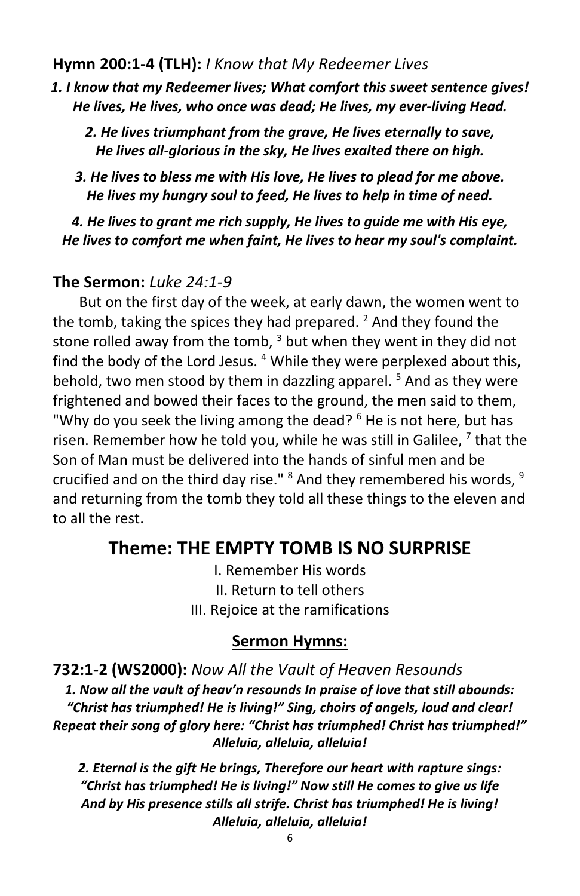**Hymn 200:1-4 (TLH):** *I Know that My Redeemer Lives*

***1. I know that my Redeemer lives; What comfort this sweet sentence gives! He lives, He lives, who once was dead; He lives, my ever-living Head.***

***2. He lives triumphant from the grave, He lives eternally to save, He lives all-glorious in the sky, He lives exalted there on high.***

***3. He lives to bless me with His love, He lives to plead for me above. He lives my hungry soul to feed, He lives to help in time of need.***

***4. He lives to grant me rich supply, He lives to guide me with His eye, He lives to comfort me when faint, He lives to hear my soul's complaint.***

**The Sermon:** *Luke 24:1-9*

But on the first day of the week, at early dawn, the women went to the tomb, taking the spices they had prepared. [2] And they found the stone rolled away from the tomb, [3] but when they went in they did not find the body of the Lord Jesus. [4] While they were perplexed about this, behold, two men stood by them in dazzling apparel. [5] And as they were frightened and bowed their faces to the ground, the men said to them, "Why do you seek the living among the dead? [6] He is not here, but has risen. Remember how he told you, while he was still in Galilee, [7] that the Son of Man must be delivered into the hands of sinful men and be crucified and on the third day rise." [8] And they remembered his words, [9] and returning from the tomb they told all these things to the eleven and to all the rest.

# Theme: THE EMPTY TOMB IS NO SURPRISE

I. Remember His words
II. Return to tell others
III. Rejoice at the ramifications

## Sermon Hymns:

**732:1-2 (WS2000):** *Now All the Vault of Heaven Resounds*

***1. Now all the vault of heav'n resounds In praise of love that still abounds: "Christ has triumphed! He is living!" Sing, choirs of angels, loud and clear! Repeat their song of glory here: "Christ has triumphed! Christ has triumphed!" Alleluia, alleluia, alleluia!***

***2. Eternal is the gift He brings, Therefore our heart with rapture sings: "Christ has triumphed! He is living!" Now still He comes to give us life And by His presence stills all strife. Christ has triumphed! He is living! Alleluia, alleluia, alleluia!***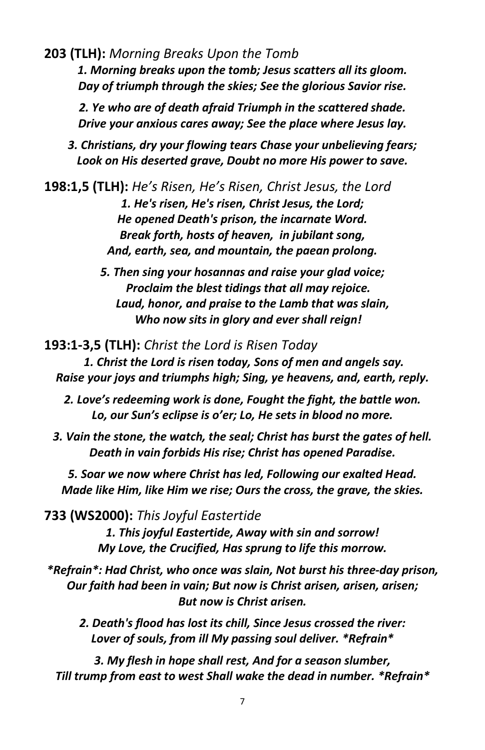**203 (TLH):** *Morning Breaks Upon the Tomb*

***1. Morning breaks upon the tomb; Jesus scatters all its gloom.
Day of triumph through the skies; See the glorious Savior rise.***

***2. Ye who are of death afraid Triumph in the scattered shade.
Drive your anxious cares away; See the place where Jesus lay.***

***3. Christians, dry your flowing tears Chase your unbelieving fears;
Look on His deserted grave, Doubt no more His power to save.***

**198:1,5 (TLH):** *He's Risen, He's Risen, Christ Jesus, the Lord*

***1. He's risen, He's risen, Christ Jesus, the Lord;
He opened Death's prison, the incarnate Word.
Break forth, hosts of heaven, in jubilant song,
And, earth, sea, and mountain, the paean prolong.***

***5. Then sing your hosannas and raise your glad voice;
Proclaim the blest tidings that all may rejoice.
Laud, honor, and praise to the Lamb that was slain,
Who now sits in glory and ever shall reign!***

**193:1-3,5 (TLH):** *Christ the Lord is Risen Today*

***1. Christ the Lord is risen today, Sons of men and angels say.
Raise your joys and triumphs high; Sing, ye heavens, and, earth, reply.***

***2. Love's redeeming work is done, Fought the fight, the battle won.
Lo, our Sun's eclipse is o'er; Lo, He sets in blood no more.***

***3. Vain the stone, the watch, the seal; Christ has burst the gates of hell.
Death in vain forbids His rise; Christ has opened Paradise.***

***5. Soar we now where Christ has led, Following our exalted Head.
Made like Him, like Him we rise; Ours the cross, the grave, the skies.***

**733 (WS2000):** *This Joyful Eastertide*

***1. This joyful Eastertide, Away with sin and sorrow!
My Love, the Crucified, Has sprung to life this morrow.***

****Refrain*: Had Christ, who once was slain, Not burst his three-day prison,
Our faith had been in vain; But now is Christ arisen, arisen, arisen;
But now is Christ arisen.***

***2. Death's flood has lost its chill, Since Jesus crossed the river:
Lover of souls, from ill My passing soul deliver. *Refrain****

***3. My flesh in hope shall rest, And for a season slumber,
Till trump from east to west Shall wake the dead in number. *Refrain****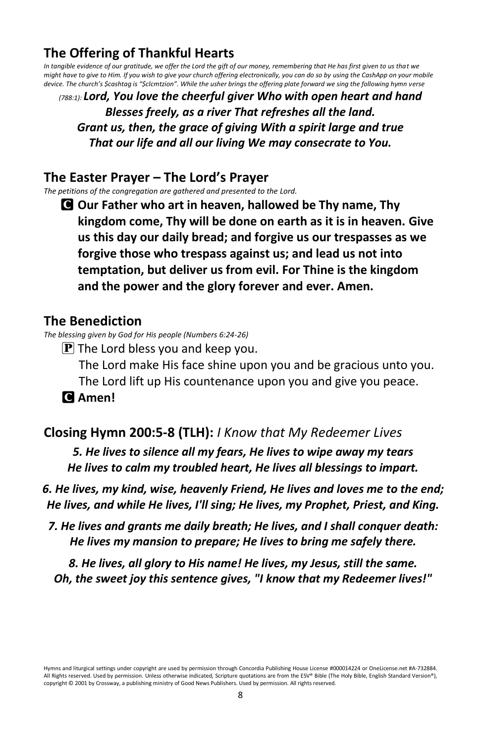## The Offering of Thankful Hearts

*In tangible evidence of our gratitude, we offer the Lord the gift of our money, remembering that He has first given to us that we might have to give to Him. If you wish to give your church offering electronically, you can do so by using the CashApp on your mobile device. The church's $cashtag is "$clcmtzion". While the usher brings the offering plate forward we sing the following hymn verse*

*(788:1):* ***Lord, You love the cheerful giver Who with open heart and hand***
***Blesses freely, as a river That refreshes all the land.***
***Grant us, then, the grace of giving With a spirit large and true***
***That our life and all our living We may consecrate to You.***

## The Easter Prayer – The Lord's Prayer

*The petitions of the congregation are gathered and presented to the Lord.*

**C Our Father who art in heaven, hallowed be Thy name, Thy kingdom come, Thy will be done on earth as it is in heaven. Give us this day our daily bread; and forgive us our trespasses as we forgive those who trespass against us; and lead us not into temptation, but deliver us from evil. For Thine is the kingdom and the power and the glory forever and ever. Amen.**

## The Benediction

*The blessing given by God for His people (Numbers 6:24-26)*

**P** The Lord bless you and keep you.
The Lord make His face shine upon you and be gracious unto you.
The Lord lift up His countenance upon you and give you peace.

**C Amen!**

## Closing Hymn 200:5-8 (TLH): *I Know that My Redeemer Lives*

***5. He lives to silence all my fears, He lives to wipe away my tears***
***He lives to calm my troubled heart, He lives all blessings to impart.***

***6. He lives, my kind, wise, heavenly Friend, He lives and loves me to the end;***
***He lives, and while He lives, I'll sing; He lives, my Prophet, Priest, and King.***

***7. He lives and grants me daily breath; He lives, and I shall conquer death:***
***He lives my mansion to prepare; He lives to bring me safely there.***

***8. He lives, all glory to His name! He lives, my Jesus, still the same.***
***Oh, the sweet joy this sentence gives, "I know that my Redeemer lives!"***

Hymns and liturgical settings under copyright are used by permission through Concordia Publishing House License #000014224 or OneLicense.net #A-732884. All Rights reserved. Used by permission. Unless otherwise indicated, Scripture quotations are from the ESV® Bible (The Holy Bible, English Standard Version®), copyright © 2001 by Crossway, a publishing ministry of Good News Publishers. Used by permission. All rights reserved.